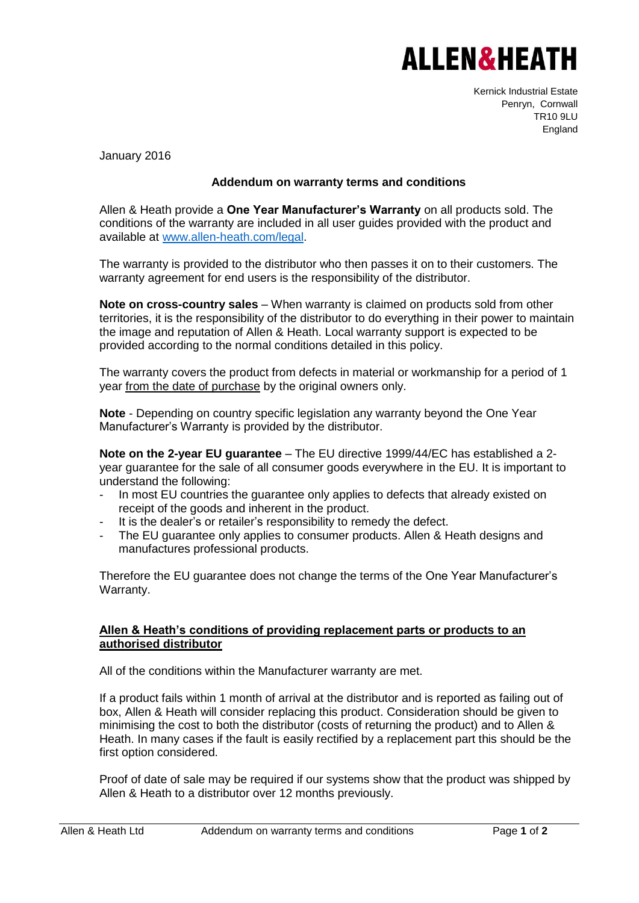# ALLEN&HEATH

Kernick Industrial Estate
Penryn, Cornwall
TR10 9LU
England

January 2016

## Addendum on warranty terms and conditions

Allen & Heath provide a **One Year Manufacturer's Warranty** on all products sold. The conditions of the warranty are included in all user guides provided with the product and available at [www.allen-heath.com/legal](www.allen-heath.com/legal).

The warranty is provided to the distributor who then passes it on to their customers. The warranty agreement for end users is the responsibility of the distributor.

**Note on cross-country sales** – When warranty is claimed on products sold from other territories, it is the responsibility of the distributor to do everything in their power to maintain the image and reputation of Allen & Heath. Local warranty support is expected to be provided according to the normal conditions detailed in this policy.

The warranty covers the product from defects in material or workmanship for a period of 1 year from the date of purchase by the original owners only.

**Note** - Depending on country specific legislation any warranty beyond the One Year Manufacturer's Warranty is provided by the distributor.

**Note on the 2-year EU guarantee** – The EU directive 1999/44/EC has established a 2-year guarantee for the sale of all consumer goods everywhere in the EU. It is important to understand the following:

- In most EU countries the guarantee only applies to defects that already existed on receipt of the goods and inherent in the product.
- It is the dealer's or retailer's responsibility to remedy the defect.
- The EU guarantee only applies to consumer products. Allen & Heath designs and manufactures professional products.

Therefore the EU guarantee does not change the terms of the One Year Manufacturer's Warranty.

### Allen & Heath's conditions of providing replacement parts or products to an authorised distributor

All of the conditions within the Manufacturer warranty are met.

If a product fails within 1 month of arrival at the distributor and is reported as failing out of box, Allen & Heath will consider replacing this product. Consideration should be given to minimising the cost to both the distributor (costs of returning the product) and to Allen & Heath. In many cases if the fault is easily rectified by a replacement part this should be the first option considered.

Proof of date of sale may be required if our systems show that the product was shipped by Allen & Heath to a distributor over 12 months previously.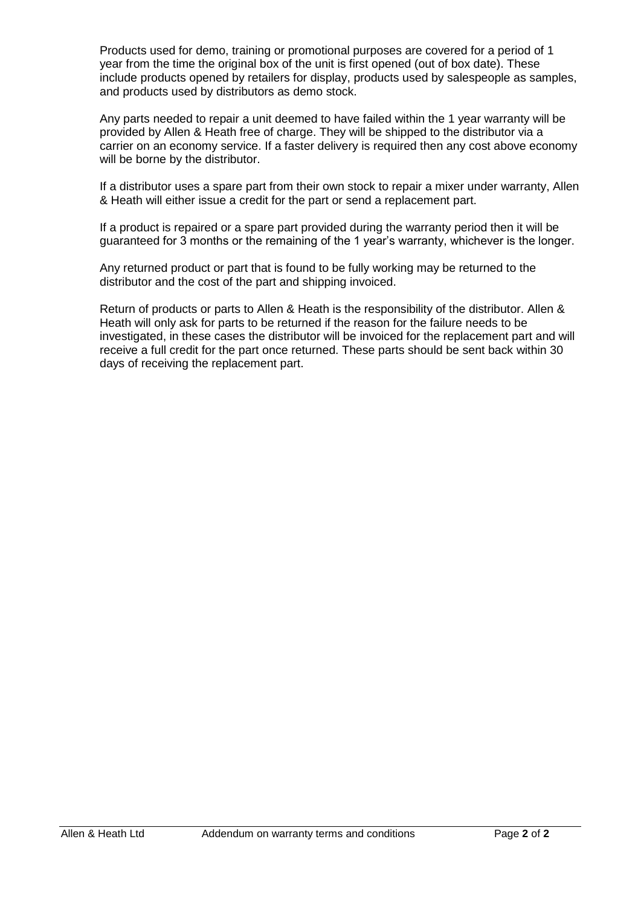Products used for demo, training or promotional purposes are covered for a period of 1 year from the time the original box of the unit is first opened (out of box date). These include products opened by retailers for display, products used by salespeople as samples, and products used by distributors as demo stock.

Any parts needed to repair a unit deemed to have failed within the 1 year warranty will be provided by Allen & Heath free of charge. They will be shipped to the distributor via a carrier on an economy service. If a faster delivery is required then any cost above economy will be borne by the distributor.

If a distributor uses a spare part from their own stock to repair a mixer under warranty, Allen & Heath will either issue a credit for the part or send a replacement part.

If a product is repaired or a spare part provided during the warranty period then it will be guaranteed for 3 months or the remaining of the 1 year's warranty, whichever is the longer.

Any returned product or part that is found to be fully working may be returned to the distributor and the cost of the part and shipping invoiced.

Return of products or parts to Allen & Heath is the responsibility of the distributor. Allen & Heath will only ask for parts to be returned if the reason for the failure needs to be investigated, in these cases the distributor will be invoiced for the replacement part and will receive a full credit for the part once returned. These parts should be sent back within 30 days of receiving the replacement part.